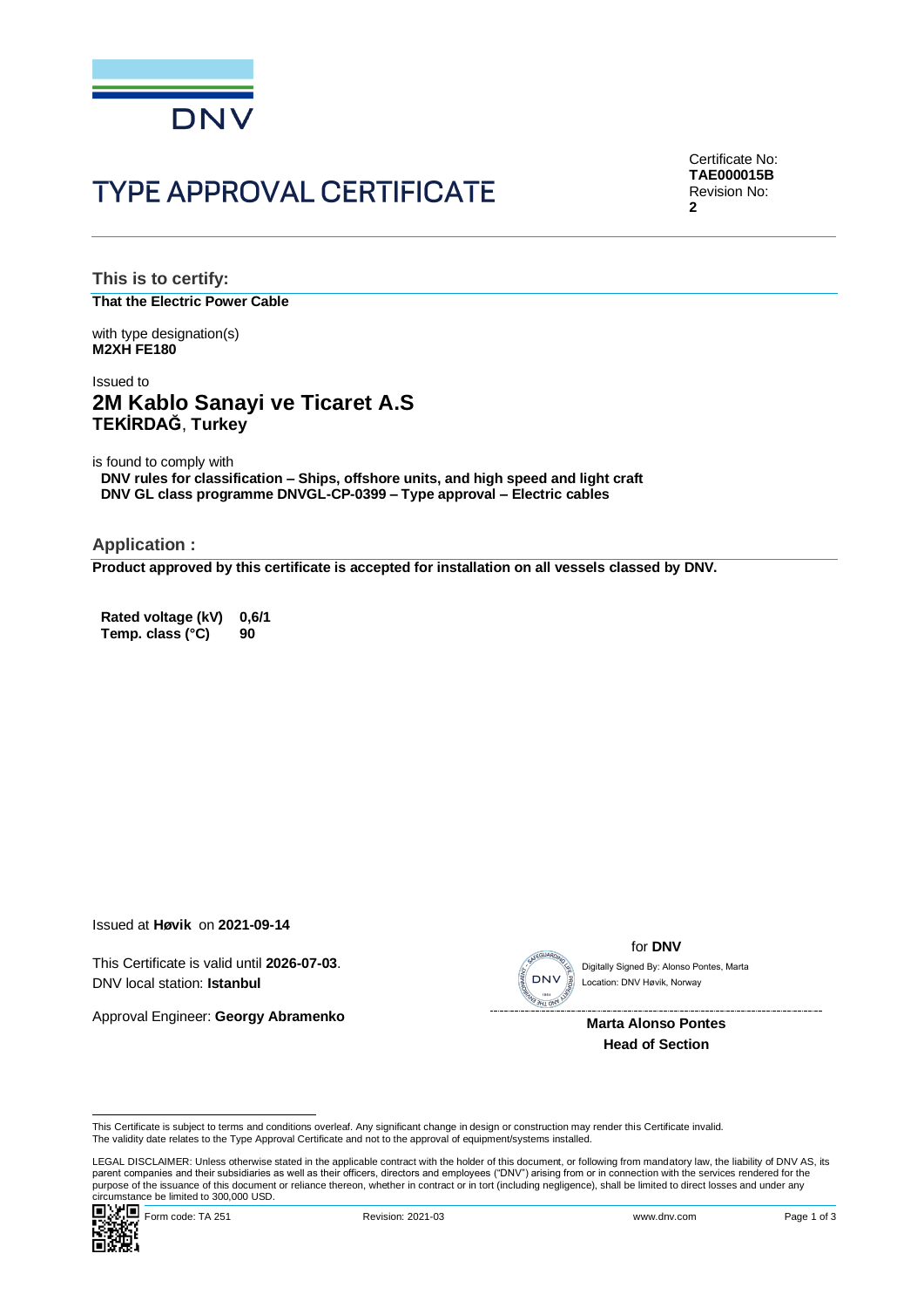DNV

# TYPE APPROVAL CERTIFICATE

Certificate No:
**TAE000015B**
Revision No:
**2**

## This is to certify:

**That the Electric Power Cable**

with type designation(s)
**M2XH FE180**

Issued to
## 2M Kablo Sanayi ve Ticaret A.S
**TEKİRDAĞ**, **Turkey**

is found to comply with
**DNV rules for classification – Ships, offshore units, and high speed and light craft**
**DNV GL class programme DNVGL-CP-0399 – Type approval – Electric cables**

## Application :

**Product approved by this certificate is accepted for installation on all vessels classed by DNV.**

| | |
|---|---|
| **Rated voltage (kV)** | **0,6/1** |
| **Temp. class (°C)** | **90** |

Issued at **Høvik** on **2021-09-14**

This Certificate is valid until **2026-07-03**.
DNV local station: **Istanbul**

Approval Engineer: **Georgy Abramenko**

for **DNV**
Digitally Signed By: Alonso Pontes, Marta
Location: DNV Høvik, Norway

**Marta Alonso Pontes**
**Head of Section**

This Certificate is subject to terms and conditions overleaf. Any significant change in design or construction may render this Certificate invalid.
The validity date relates to the Type Approval Certificate and not to the approval of equipment/systems installed.

LEGAL DISCLAIMER: Unless otherwise stated in the applicable contract with the holder of this document, or following from mandatory law, the liability of DNV AS, its parent companies and their subsidiaries as well as their officers, directors and employees ("DNV") arising from or in connection with the services rendered for the purpose of the issuance of this document or reliance thereon, whether in contract or in tort (including negligence), shall be limited to direct losses and under any circumstance be limited to 300,000 USD.

Form code: TA 251 Revision: 2021-03 www.dnv.com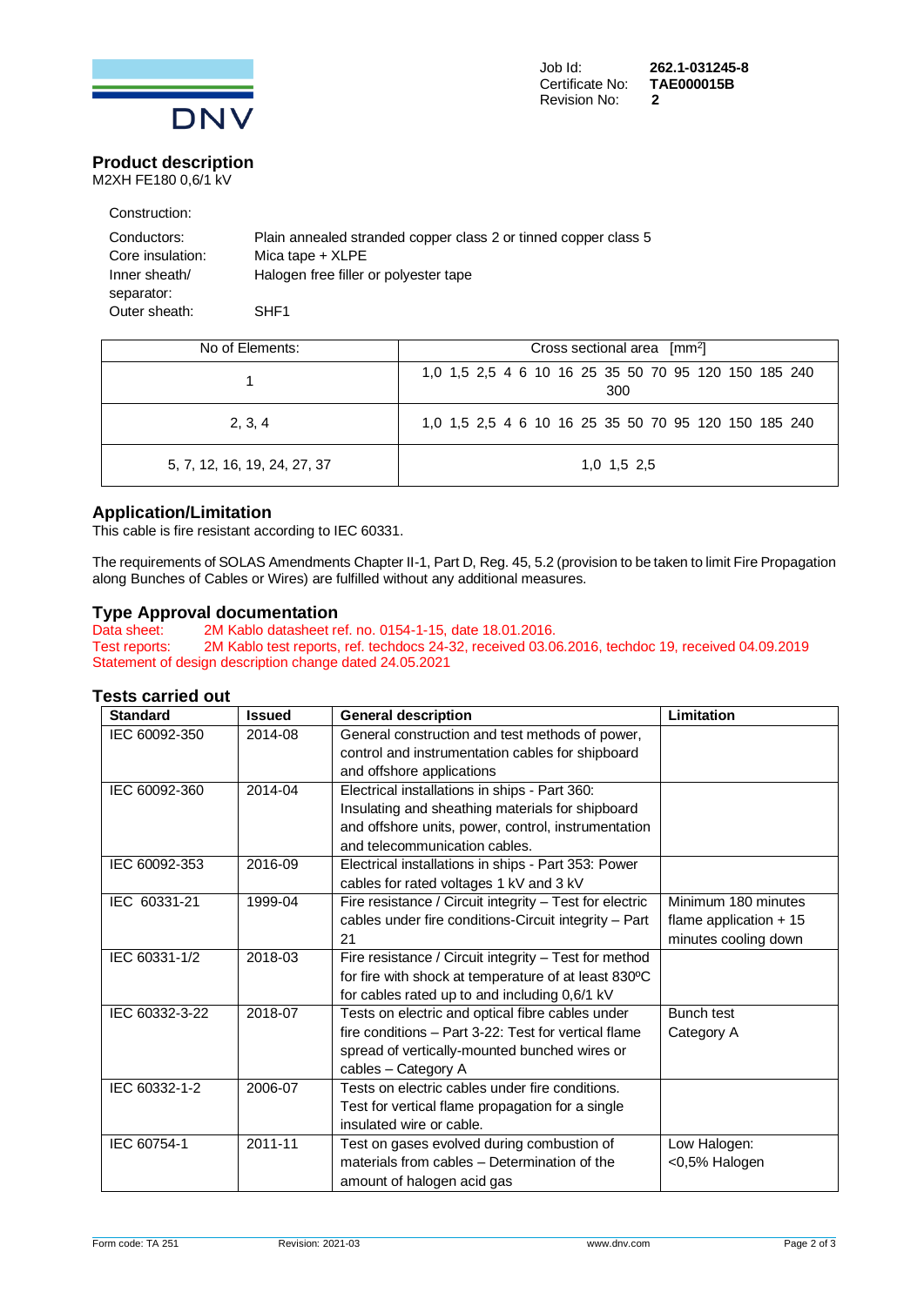Job Id: **262.1-031245-8**
Certificate No: **TAE000015B**
Revision No: **2**

## Product description

M2XH FE180 0,6/1 kV

Construction:

| | |
|---|---|
| Conductors: | Plain annealed stranded copper class 2 or tinned copper class 5 |
| Core insulation: | Mica tape + XLPE |
| Inner sheath/ separator: | Halogen free filler or polyester tape |
| Outer sheath: | SHF1 |

| No of Elements: | Cross sectional area [mm²] |
|---|---|
| 1 | 1,0 1,5 2,5 4 6 10 16 25 35 50 70 95 120 150 185 240 300 |
| 2, 3, 4 | 1,0 1,5 2,5 4 6 10 16 25 35 50 70 95 120 150 185 240 |
| 5, 7, 12, 16, 19, 24, 27, 37 | 1,0 1,5 2,5 |

## Application/Limitation

This cable is fire resistant according to IEC 60331.

The requirements of SOLAS Amendments Chapter II-1, Part D, Reg. 45, 5.2 (provision to be taken to limit Fire Propagation along Bunches of Cables or Wires) are fulfilled without any additional measures.

## Type Approval documentation

Data sheet: 2M Kablo datasheet ref. no. 0154-1-15, date 18.01.2016.
Test reports: 2M Kablo test reports, ref. techdocs 24-32, received 03.06.2016, techdoc 19, received 04.09.2019
Statement of design description change dated 24.05.2021

## Tests carried out

| Standard | Issued | General description | Limitation |
|---|---|---|---|
| IEC 60092-350 | 2014-08 | General construction and test methods of power, control and instrumentation cables for shipboard and offshore applications | |
| IEC 60092-360 | 2014-04 | Electrical installations in ships - Part 360: Insulating and sheathing materials for shipboard and offshore units, power, control, instrumentation and telecommunication cables. | |
| IEC 60092-353 | 2016-09 | Electrical installations in ships - Part 353: Power cables for rated voltages 1 kV and 3 kV | |
| IEC 60331-21 | 1999-04 | Fire resistance / Circuit integrity – Test for electric cables under fire conditions-Circuit integrity – Part 21 | Minimum 180 minutes flame application + 15 minutes cooling down |
| IEC 60331-1/2 | 2018-03 | Fire resistance / Circuit integrity – Test for method for fire with shock at temperature of at least 830ºC for cables rated up to and including 0,6/1 kV | |
| IEC 60332-3-22 | 2018-07 | Tests on electric and optical fibre cables under fire conditions – Part 3-22: Test for vertical flame spread of vertically-mounted bunched wires or cables – Category A | Bunch test Category A |
| IEC 60332-1-2 | 2006-07 | Tests on electric cables under fire conditions. Test for vertical flame propagation for a single insulated wire or cable. | |
| IEC 60754-1 | 2011-11 | Test on gases evolved during combustion of materials from cables – Determination of the amount of halogen acid gas | Low Halogen: <0,5% Halogen |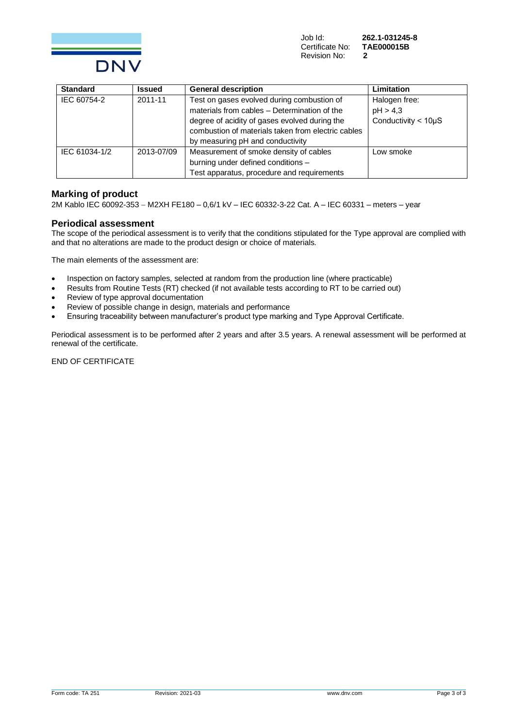| Standard | Issued | General description | Limitation |
|---|---|---|---|
| IEC 60754-2 | 2011-11 | Test on gases evolved during combustion of materials from cables – Determination of the degree of acidity of gases evolved during the combustion of materials taken from electric cables by measuring pH and conductivity | Halogen free: pH > 4,3 Conductivity < 10µS |
| IEC 61034-1/2 | 2013-07/09 | Measurement of smoke density of cables burning under defined conditions – Test apparatus, procedure and requirements | Low smoke |

## Marking of product

2M Kablo IEC 60092-353 – M2XH FE180 – 0,6/1 kV – IEC 60332-3-22 Cat. A – IEC 60331 – meters – year

## Periodical assessment

The scope of the periodical assessment is to verify that the conditions stipulated for the Type approval are complied with and that no alterations are made to the product design or choice of materials.

The main elements of the assessment are:

- Inspection on factory samples, selected at random from the production line (where practicable)
- Results from Routine Tests (RT) checked (if not available tests according to RT to be carried out)
- Review of type approval documentation
- Review of possible change in design, materials and performance
- Ensuring traceability between manufacturer's product type marking and Type Approval Certificate.

Periodical assessment is to be performed after 2 years and after 3.5 years. A renewal assessment will be performed at renewal of the certificate.

END OF CERTIFICATE